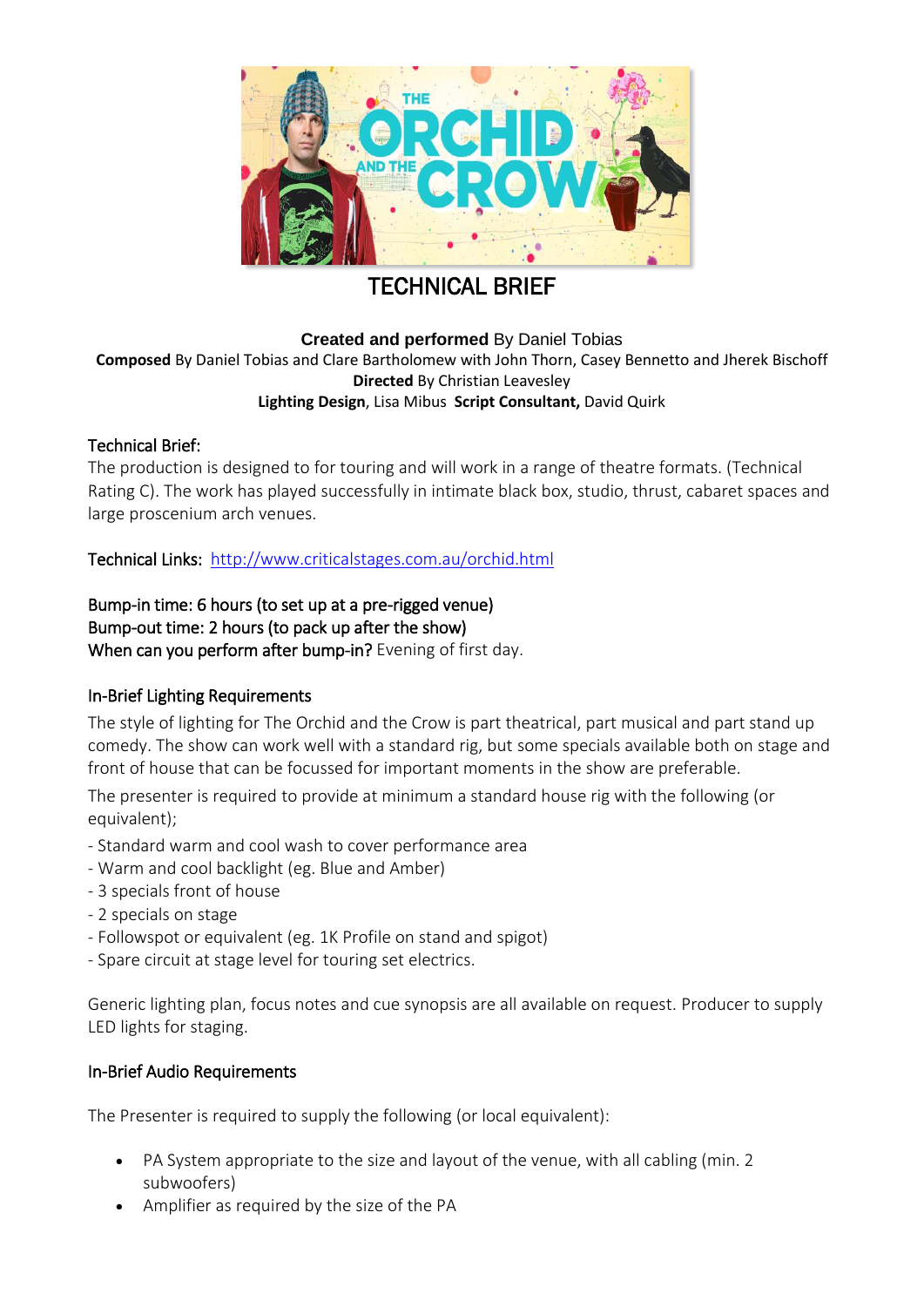# TECHNICAL BRIEF

**Created and performed** By Daniel Tobias
**Composed** By Daniel Tobias and Clare Bartholomew with John Thorn, Casey Bennetto and Jherek Bischoff
**Directed** By Christian Leavesley
**Lighting Design**, Lisa Mibus **Script Consultant,** David Quirk

## Technical Brief:

The production is designed to for touring and will work in a range of theatre formats. (Technical Rating C). The work has played successfully in intimate black box, studio, thrust, cabaret spaces and large proscenium arch venues.

Technical Links: http://www.criticalstages.com.au/orchid.html

Bump-in time: 6 hours (to set up at a pre-rigged venue)
Bump-out time: 2 hours (to pack up after the show)
When can you perform after bump-in? Evening of first day.

## In-Brief Lighting Requirements

The style of lighting for The Orchid and the Crow is part theatrical, part musical and part stand up comedy. The show can work well with a standard rig, but some specials available both on stage and front of house that can be focussed for important moments in the show are preferable.

The presenter is required to provide at minimum a standard house rig with the following (or equivalent);

- Standard warm and cool wash to cover performance area
- Warm and cool backlight (eg. Blue and Amber)
- 3 specials front of house
- 2 specials on stage
- Followspot or equivalent (eg. 1K Profile on stand and spigot)
- Spare circuit at stage level for touring set electrics.

Generic lighting plan, focus notes and cue synopsis are all available on request. Producer to supply LED lights for staging.

## In-Brief Audio Requirements

The Presenter is required to supply the following (or local equivalent):

- PA System appropriate to the size and layout of the venue, with all cabling (min. 2 subwoofers)
- Amplifier as required by the size of the PA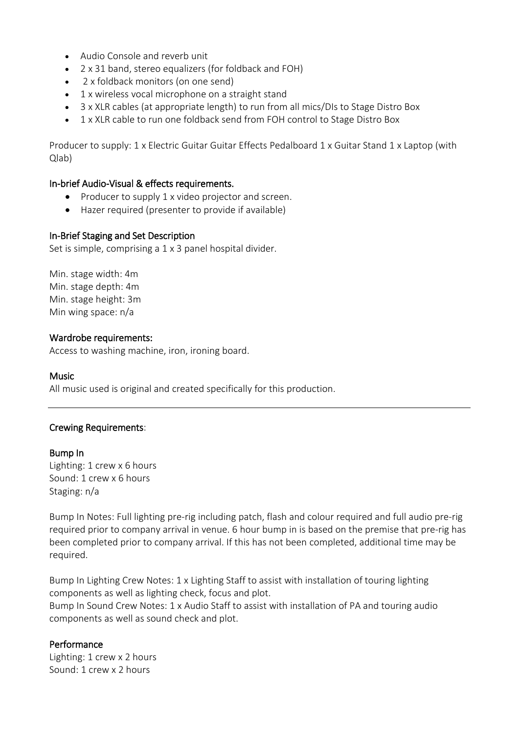- Audio Console and reverb unit
- 2 x 31 band, stereo equalizers (for foldback and FOH)
- 2 x foldback monitors (on one send)
- 1 x wireless vocal microphone on a straight stand
- 3 x XLR cables (at appropriate length) to run from all mics/DIs to Stage Distro Box
- 1 x XLR cable to run one foldback send from FOH control to Stage Distro Box

Producer to supply: 1 x Electric Guitar Guitar Effects Pedalboard 1 x Guitar Stand 1 x Laptop (with Qlab)

### In-brief Audio-Visual & effects requirements.

- Producer to supply 1 x video projector and screen.
- Hazer required (presenter to provide if available)

### In-Brief Staging and Set Description

Set is simple, comprising a 1 x 3 panel hospital divider.

Min. stage width: 4m
Min. stage depth: 4m
Min. stage height: 3m
Min wing space: n/a

### Wardrobe requirements:

Access to washing machine, iron, ironing board.

### Music

All music used is original and created specifically for this production.

---

### Crewing Requirements:

### Bump In

Lighting: 1 crew x 6 hours
Sound: 1 crew x 6 hours
Staging: n/a

Bump In Notes: Full lighting pre-rig including patch, flash and colour required and full audio pre-rig required prior to company arrival in venue. 6 hour bump in is based on the premise that pre-rig has been completed prior to company arrival. If this has not been completed, additional time may be required.

Bump In Lighting Crew Notes: 1 x Lighting Staff to assist with installation of touring lighting components as well as lighting check, focus and plot.
Bump In Sound Crew Notes: 1 x Audio Staff to assist with installation of PA and touring audio components as well as sound check and plot.

### Performance

Lighting: 1 crew x 2 hours
Sound: 1 crew x 2 hours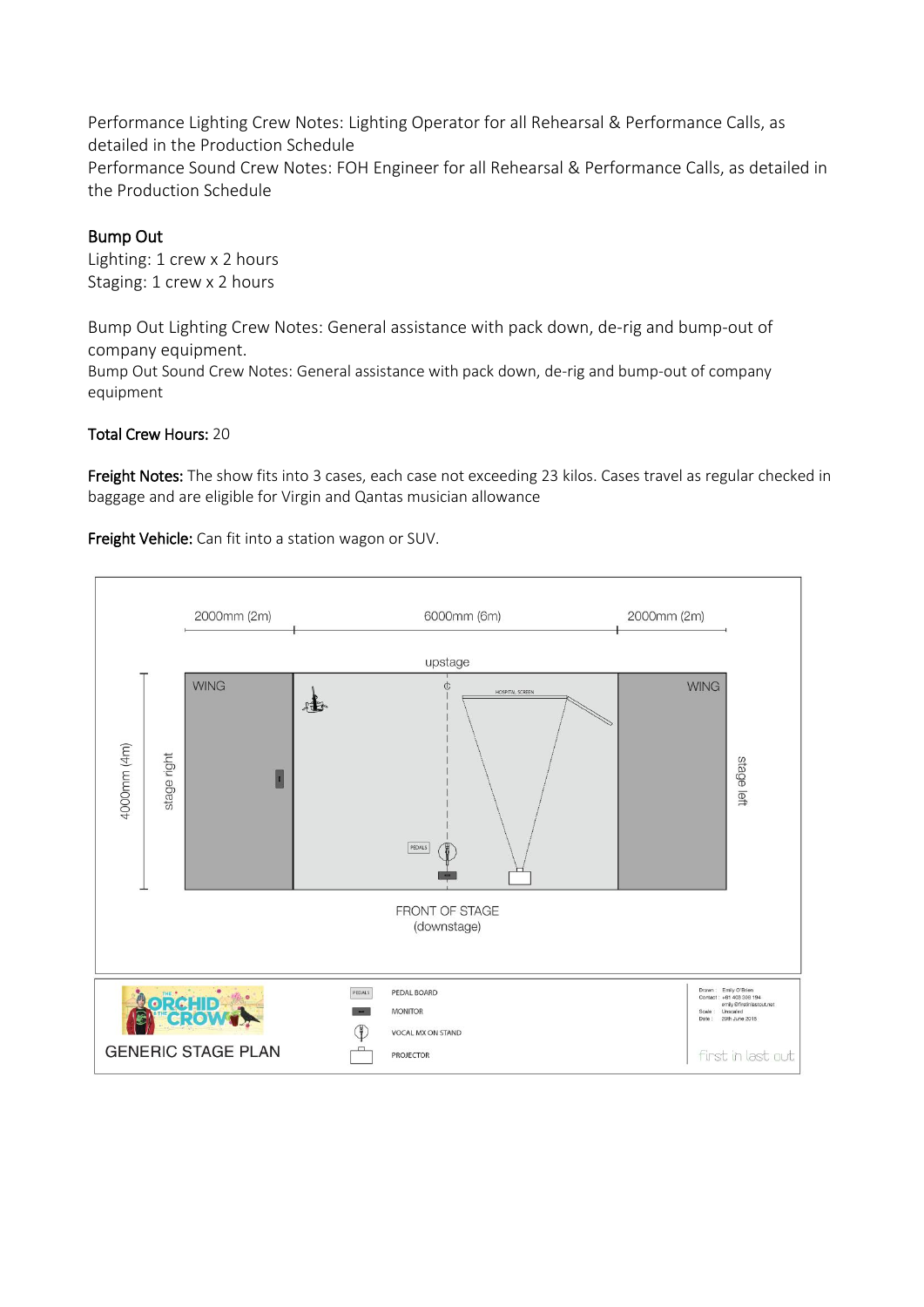Performance Lighting Crew Notes: Lighting Operator for all Rehearsal & Performance Calls, as detailed in the Production Schedule
Performance Sound Crew Notes: FOH Engineer for all Rehearsal & Performance Calls, as detailed in the Production Schedule

**Bump Out**
Lighting: 1 crew x 2 hours
Staging: 1 crew x 2 hours

Bump Out Lighting Crew Notes: General assistance with pack down, de-rig and bump-out of company equipment.
Bump Out Sound Crew Notes: General assistance with pack down, de-rig and bump-out of company equipment

**Total Crew Hours:** 20

**Freight Notes:** The show fits into 3 cases, each case not exceeding 23 kilos. Cases travel as regular checked in baggage and are eligible for Virgin and Qantas musician allowance

**Freight Vehicle:** Can fit into a station wagon or SUV.

2000mm (2m)
6000mm (6m)
2000mm (2m)
upstage
WING
WING
4000mm (4m)
stage right
stage left
HOSPITAL SCREEN
PEDALS
FRONT OF STAGE
(downstage)

GENERIC STAGE PLAN

PEDALS — PEDAL BOARD
MONITOR
VOCAL MX ON STAND
PROJECTOR

Drawn: Emily O'Brien
Contact: +61 403 398 194
emily@firstinlastout.net
Scale: Unscaled
Date: 20th June 2015

first in last out